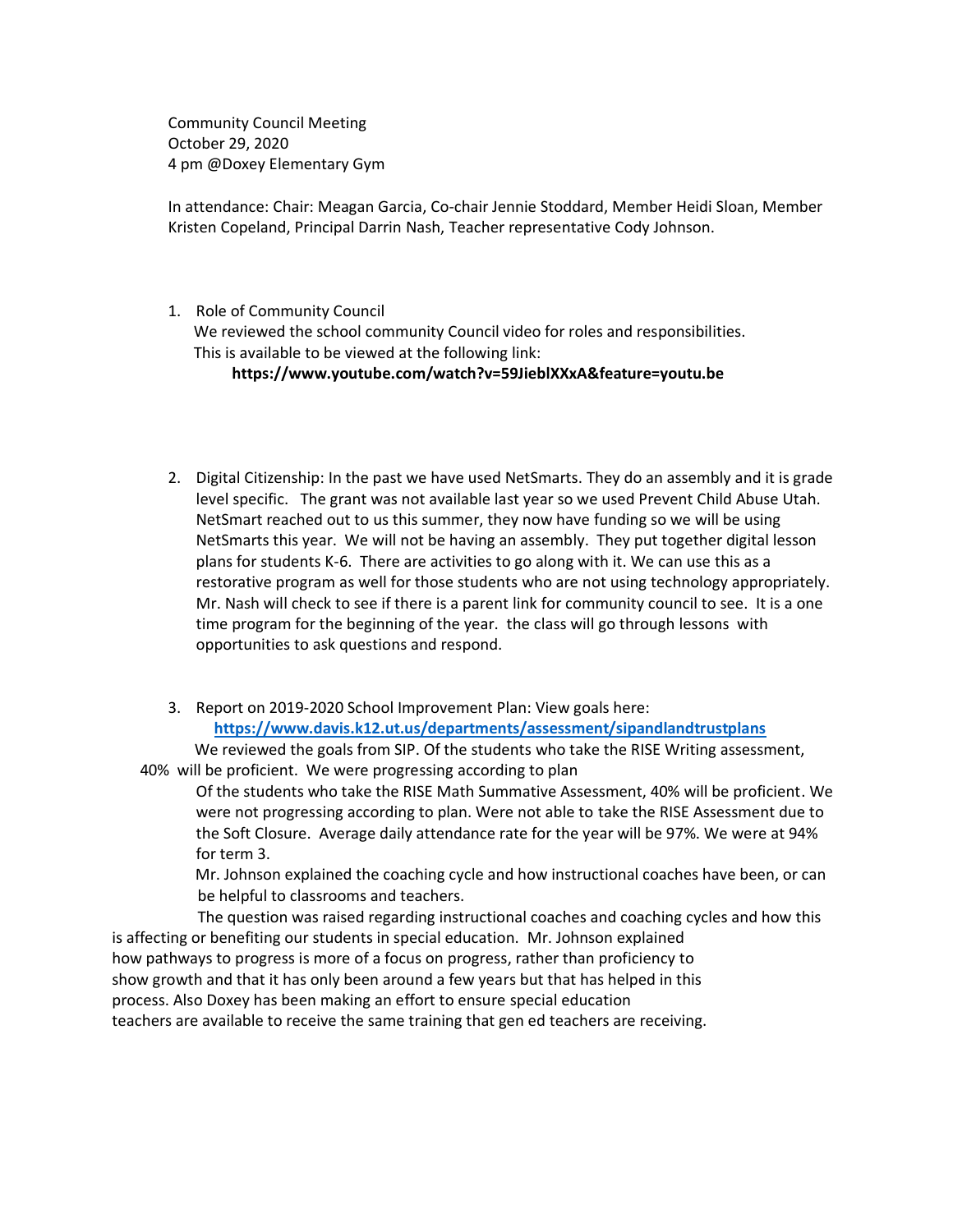Community Council Meeting
October 29, 2020
4 pm @Doxey Elementary Gym

In attendance: Chair: Meagan Garcia, Co-chair Jennie Stoddard, Member Heidi Sloan, Member Kristen Copeland, Principal Darrin Nash, Teacher representative Cody Johnson.

1. Role of Community Council
   We reviewed the school community Council video for roles and responsibilities. This is available to be viewed at the following link:
   **https://www.youtube.com/watch?v=59JieblXXxA&feature=youtu.be**

2. Digital Citizenship: In the past we have used NetSmarts. They do an assembly and it is grade level specific. The grant was not available last year so we used Prevent Child Abuse Utah. NetSmart reached out to us this summer, they now have funding so we will be using NetSmarts this year. We will not be having an assembly. They put together digital lesson plans for students K-6. There are activities to go along with it. We can use this as a restorative program as well for those students who are not using technology appropriately. Mr. Nash will check to see if there is a parent link for community council to see. It is a one time program for the beginning of the year. the class will go through lessons with opportunities to ask questions and respond.

3. Report on 2019-2020 School Improvement Plan: View goals here:
   **https://www.davis.k12.ut.us/departments/assessment/sipandlandtrustplans**
   We reviewed the goals from SIP. Of the students who take the RISE Writing assessment, 40% will be proficient. We were progressing according to plan
   Of the students who take the RISE Math Summative Assessment, 40% will be proficient. We were not progressing according to plan. Were not able to take the RISE Assessment due to the Soft Closure. Average daily attendance rate for the year will be 97%. We were at 94% for term 3.
   Mr. Johnson explained the coaching cycle and how instructional coaches have been, or can be helpful to classrooms and teachers.
   The question was raised regarding instructional coaches and coaching cycles and how this is affecting or benefiting our students in special education. Mr. Johnson explained how pathways to progress is more of a focus on progress, rather than proficiency to show growth and that it has only been around a few years but that has helped in this process. Also Doxey has been making an effort to ensure special education teachers are available to receive the same training that gen ed teachers are receiving.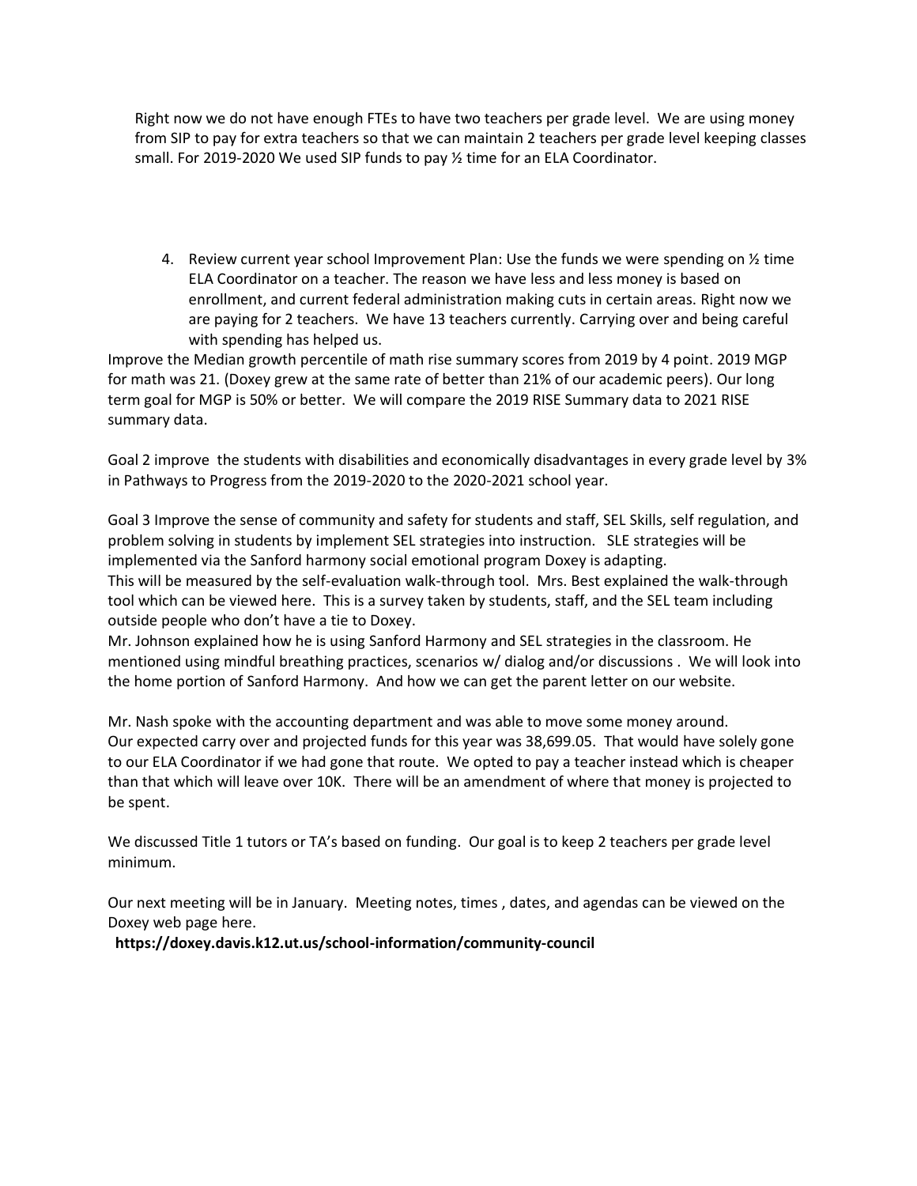Right now we do not have enough FTEs to have two teachers per grade level. We are using money from SIP to pay for extra teachers so that we can maintain 2 teachers per grade level keeping classes small. For 2019-2020 We used SIP funds to pay ½ time for an ELA Coordinator.

4. Review current year school Improvement Plan: Use the funds we were spending on ½ time ELA Coordinator on a teacher. The reason we have less and less money is based on enrollment, and current federal administration making cuts in certain areas. Right now we are paying for 2 teachers. We have 13 teachers currently. Carrying over and being careful with spending has helped us.

Improve the Median growth percentile of math rise summary scores from 2019 by 4 point. 2019 MGP for math was 21. (Doxey grew at the same rate of better than 21% of our academic peers). Our long term goal for MGP is 50% or better. We will compare the 2019 RISE Summary data to 2021 RISE summary data.

Goal 2 improve the students with disabilities and economically disadvantages in every grade level by 3% in Pathways to Progress from the 2019-2020 to the 2020-2021 school year.

Goal 3 Improve the sense of community and safety for students and staff, SEL Skills, self regulation, and problem solving in students by implement SEL strategies into instruction. SLE strategies will be implemented via the Sanford harmony social emotional program Doxey is adapting.
This will be measured by the self-evaluation walk-through tool. Mrs. Best explained the walk-through tool which can be viewed here. This is a survey taken by students, staff, and the SEL team including outside people who don't have a tie to Doxey.
Mr. Johnson explained how he is using Sanford Harmony and SEL strategies in the classroom. He mentioned using mindful breathing practices, scenarios w/ dialog and/or discussions . We will look into the home portion of Sanford Harmony. And how we can get the parent letter on our website.

Mr. Nash spoke with the accounting department and was able to move some money around.
Our expected carry over and projected funds for this year was 38,699.05. That would have solely gone to our ELA Coordinator if we had gone that route. We opted to pay a teacher instead which is cheaper than that which will leave over 10K. There will be an amendment of where that money is projected to be spent.

We discussed Title 1 tutors or TA's based on funding. Our goal is to keep 2 teachers per grade level minimum.

Our next meeting will be in January. Meeting notes, times , dates, and agendas can be viewed on the Doxey web page here.

**https://doxey.davis.k12.ut.us/school-information/community-council**